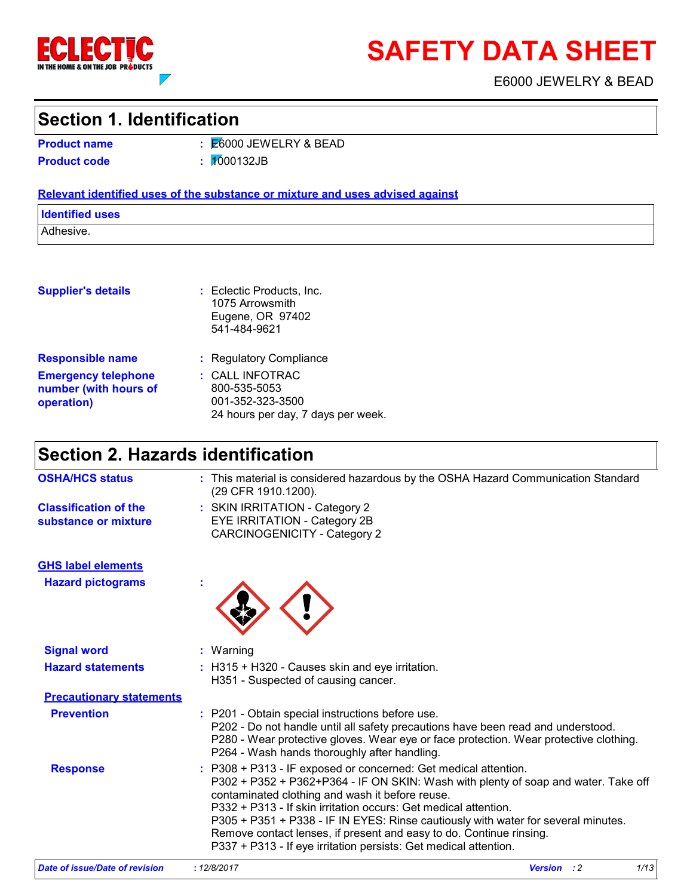# SAFETY DATA SHEET

E6000 JEWELRY & BEAD

## Section 1. Identification

**Product name** : E6000 JEWELRY & BEAD

**Product code** : 1000132JB

**Relevant identified uses of the substance or mixture and uses advised against**

| Identified uses |
| --- |
| Adhesive. |

**Supplier's details** : Eclectic Products, Inc.
1075 Arrowsmith
Eugene, OR 97402
541-484-9621

**Responsible name** : Regulatory Compliance

**Emergency telephone number (with hours of operation)** : CALL INFOTRAC
800-535-5053
001-352-323-3500
24 hours per day, 7 days per week.

## Section 2. Hazards identification

**OSHA/HCS status** : This material is considered hazardous by the OSHA Hazard Communication Standard (29 CFR 1910.1200).

**Classification of the substance or mixture** : SKIN IRRITATION - Category 2
EYE IRRITATION - Category 2B
CARCINOGENICITY - Category 2

**GHS label elements**

**Hazard pictograms** :

**Signal word** : Warning

**Hazard statements** : H315 + H320 - Causes skin and eye irritation.
H351 - Suspected of causing cancer.

**Precautionary statements**

**Prevention** : P201 - Obtain special instructions before use.
P202 - Do not handle until all safety precautions have been read and understood.
P280 - Wear protective gloves. Wear eye or face protection. Wear protective clothing.
P264 - Wash hands thoroughly after handling.

**Response** : P308 + P313 - IF exposed or concerned: Get medical attention.
P302 + P352 + P362+P364 - IF ON SKIN: Wash with plenty of soap and water. Take off contaminated clothing and wash it before reuse.
P332 + P313 - If skin irritation occurs: Get medical attention.
P305 + P351 + P338 - IF IN EYES: Rinse cautiously with water for several minutes. Remove contact lenses, if present and easy to do. Continue rinsing.
P337 + P313 - If eye irritation persists: Get medical attention.

*Date of issue/Date of revision : 12/8/2017* *Version : 2*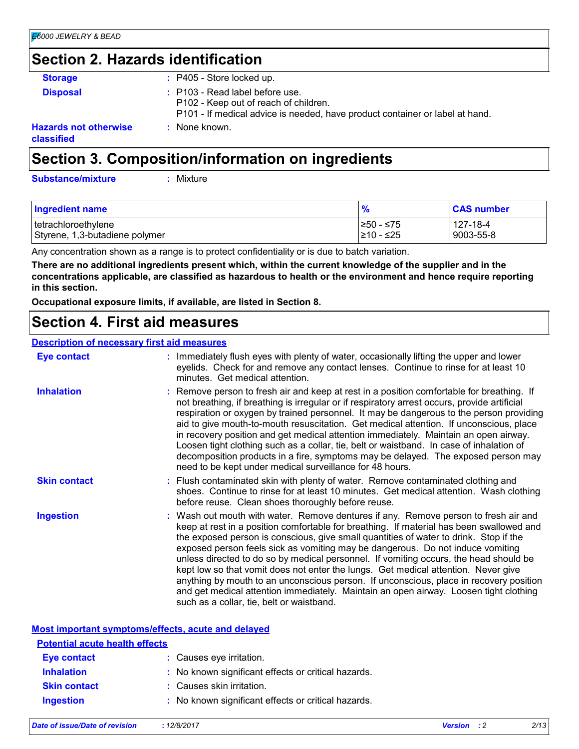## Section 2. Hazards identification

**Storage** : P405 - Store locked up.

**Disposal** : P103 - Read label before use.
P102 - Keep out of reach of children.
P101 - If medical advice is needed, have product container or label at hand.

**Hazards not otherwise classified** : None known.

## Section 3. Composition/information on ingredients

**Substance/mixture** : Mixture

| Ingredient name | % | CAS number |
|---|---|---|
| tetrachloroethylene | ≥50 - ≤75 | 127-18-4 |
| Styrene, 1,3-butadiene polymer | ≥10 - ≤25 | 9003-55-8 |

Any concentration shown as a range is to protect confidentiality or is due to batch variation.

**There are no additional ingredients present which, within the current knowledge of the supplier and in the concentrations applicable, are classified as hazardous to health or the environment and hence require reporting in this section.**

**Occupational exposure limits, if available, are listed in Section 8.**

## Section 4. First aid measures

### Description of necessary first aid measures

**Eye contact** : Immediately flush eyes with plenty of water, occasionally lifting the upper and lower eyelids. Check for and remove any contact lenses. Continue to rinse for at least 10 minutes. Get medical attention.

**Inhalation** : Remove person to fresh air and keep at rest in a position comfortable for breathing. If not breathing, if breathing is irregular or if respiratory arrest occurs, provide artificial respiration or oxygen by trained personnel. It may be dangerous to the person providing aid to give mouth-to-mouth resuscitation. Get medical attention. If unconscious, place in recovery position and get medical attention immediately. Maintain an open airway. Loosen tight clothing such as a collar, tie, belt or waistband. In case of inhalation of decomposition products in a fire, symptoms may be delayed. The exposed person may need to be kept under medical surveillance for 48 hours.

**Skin contact** : Flush contaminated skin with plenty of water. Remove contaminated clothing and shoes. Continue to rinse for at least 10 minutes. Get medical attention. Wash clothing before reuse. Clean shoes thoroughly before reuse.

**Ingestion** : Wash out mouth with water. Remove dentures if any. Remove person to fresh air and keep at rest in a position comfortable for breathing. If material has been swallowed and the exposed person is conscious, give small quantities of water to drink. Stop if the exposed person feels sick as vomiting may be dangerous. Do not induce vomiting unless directed to do so by medical personnel. If vomiting occurs, the head should be kept low so that vomit does not enter the lungs. Get medical attention. Never give anything by mouth to an unconscious person. If unconscious, place in recovery position and get medical attention immediately. Maintain an open airway. Loosen tight clothing such as a collar, tie, belt or waistband.

### Most important symptoms/effects, acute and delayed

#### Potential acute health effects

**Eye contact** : Causes eye irritation.

**Inhalation** : No known significant effects or critical hazards.

**Skin contact** : Causes skin irritation.

**Ingestion** : No known significant effects or critical hazards.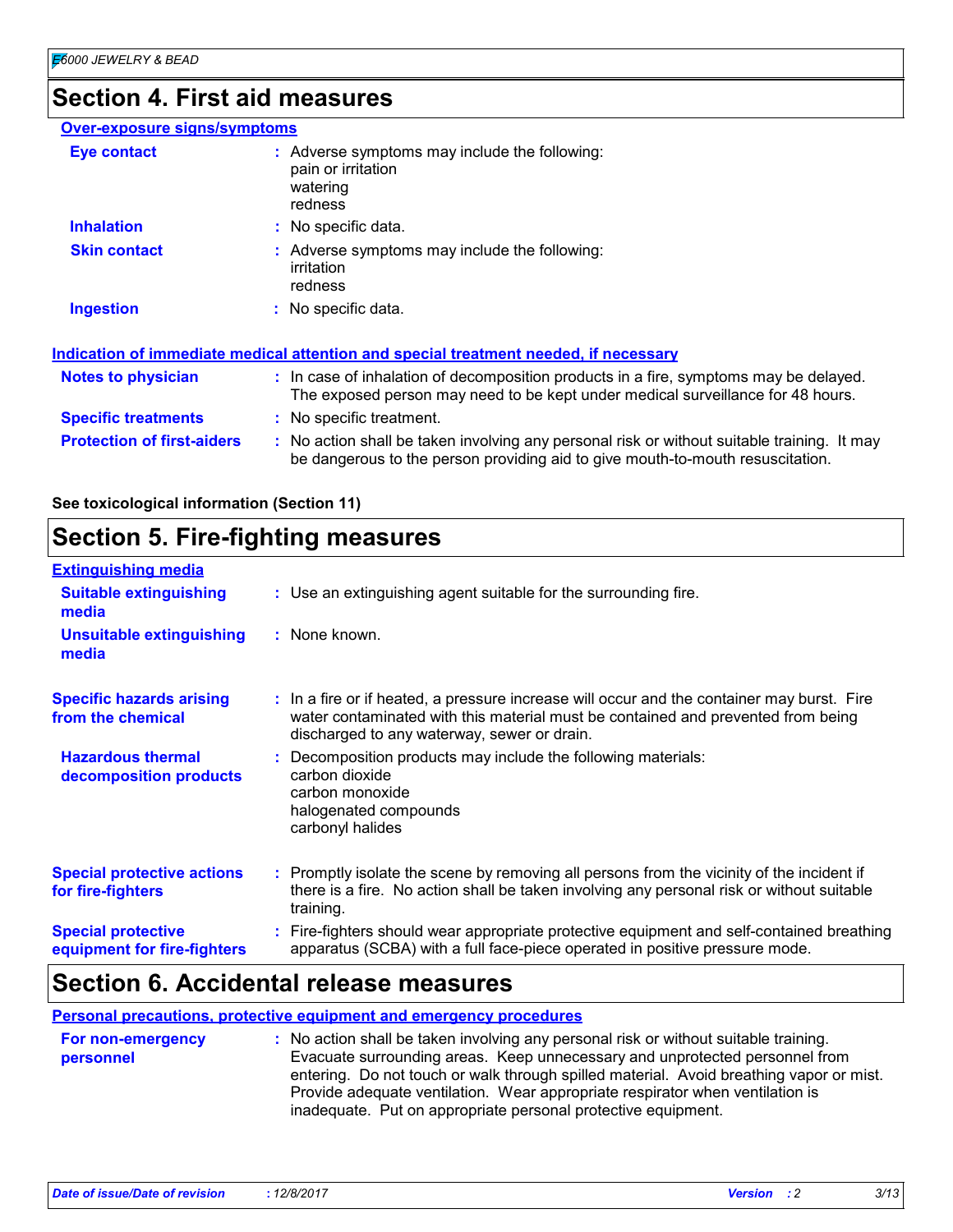## Section 4. First aid measures

**Over-exposure signs/symptoms**

| | |
|---|---|
| **Eye contact** | Adverse symptoms may include the following:<br>pain or irritation<br>watering<br>redness |
| **Inhalation** | No specific data. |
| **Skin contact** | Adverse symptoms may include the following:<br>irritation<br>redness |
| **Ingestion** | No specific data. |

**Indication of immediate medical attention and special treatment needed, if necessary**

| | |
|---|---|
| **Notes to physician** | In case of inhalation of decomposition products in a fire, symptoms may be delayed. The exposed person may need to be kept under medical surveillance for 48 hours. |
| **Specific treatments** | No specific treatment. |
| **Protection of first-aiders** | No action shall be taken involving any personal risk or without suitable training. It may be dangerous to the person providing aid to give mouth-to-mouth resuscitation. |

**See toxicological information (Section 11)**

## Section 5. Fire-fighting measures

**Extinguishing media**

| | |
|---|---|
| **Suitable extinguishing media** | Use an extinguishing agent suitable for the surrounding fire. |
| **Unsuitable extinguishing media** | None known. |
| **Specific hazards arising from the chemical** | In a fire or if heated, a pressure increase will occur and the container may burst. Fire water contaminated with this material must be contained and prevented from being discharged to any waterway, sewer or drain. |
| **Hazardous thermal decomposition products** | Decomposition products may include the following materials:<br>carbon dioxide<br>carbon monoxide<br>halogenated compounds<br>carbonyl halides |
| **Special protective actions for fire-fighters** | Promptly isolate the scene by removing all persons from the vicinity of the incident if there is a fire. No action shall be taken involving any personal risk or without suitable training. |
| **Special protective equipment for fire-fighters** | Fire-fighters should wear appropriate protective equipment and self-contained breathing apparatus (SCBA) with a full face-piece operated in positive pressure mode. |

## Section 6. Accidental release measures

**Personal precautions, protective equipment and emergency procedures**

| | |
|---|---|
| **For non-emergency personnel** | No action shall be taken involving any personal risk or without suitable training. Evacuate surrounding areas. Keep unnecessary and unprotected personnel from entering. Do not touch or walk through spilled material. Avoid breathing vapor or mist. Provide adequate ventilation. Wear appropriate respirator when ventilation is inadequate. Put on appropriate personal protective equipment. |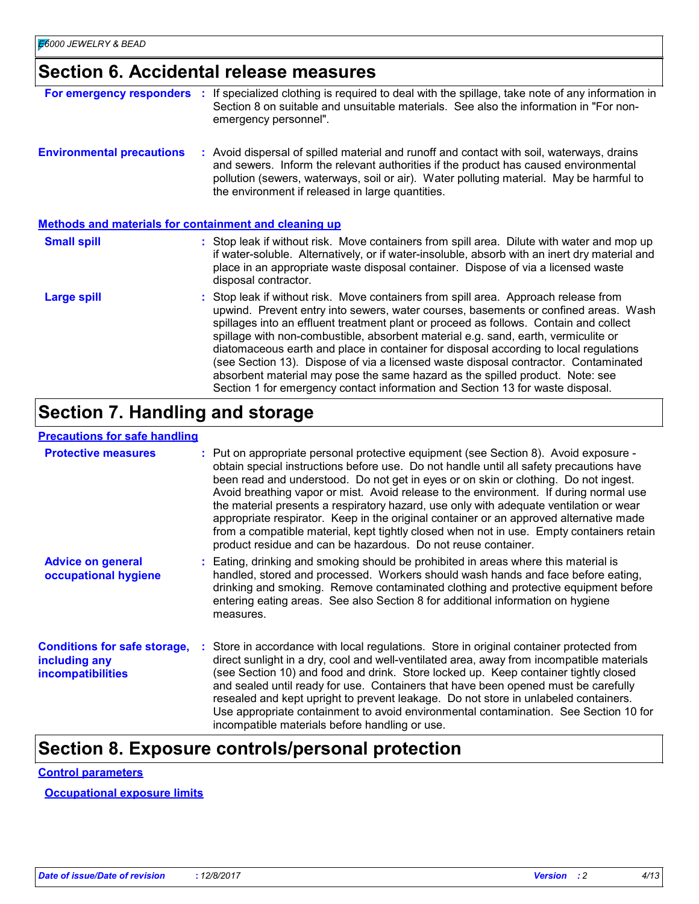# Section 6. Accidental release measures

**For emergency responders** : If specialized clothing is required to deal with the spillage, take note of any information in Section 8 on suitable and unsuitable materials. See also the information in "For non-emergency personnel".

**Environmental precautions** : Avoid dispersal of spilled material and runoff and contact with soil, waterways, drains and sewers. Inform the relevant authorities if the product has caused environmental pollution (sewers, waterways, soil or air). Water polluting material. May be harmful to the environment if released in large quantities.

**Methods and materials for containment and cleaning up**

**Small spill** : Stop leak if without risk. Move containers from spill area. Dilute with water and mop up if water-soluble. Alternatively, or if water-insoluble, absorb with an inert dry material and place in an appropriate waste disposal container. Dispose of via a licensed waste disposal contractor.

**Large spill** : Stop leak if without risk. Move containers from spill area. Approach release from upwind. Prevent entry into sewers, water courses, basements or confined areas. Wash spillages into an effluent treatment plant or proceed as follows. Contain and collect spillage with non-combustible, absorbent material e.g. sand, earth, vermiculite or diatomaceous earth and place in container for disposal according to local regulations (see Section 13). Dispose of via a licensed waste disposal contractor. Contaminated absorbent material may pose the same hazard as the spilled product. Note: see Section 1 for emergency contact information and Section 13 for waste disposal.

# Section 7. Handling and storage

**Precautions for safe handling**

**Protective measures** : Put on appropriate personal protective equipment (see Section 8). Avoid exposure - obtain special instructions before use. Do not handle until all safety precautions have been read and understood. Do not get in eyes or on skin or clothing. Do not ingest. Avoid breathing vapor or mist. Avoid release to the environment. If during normal use the material presents a respiratory hazard, use only with adequate ventilation or wear appropriate respirator. Keep in the original container or an approved alternative made from a compatible material, kept tightly closed when not in use. Empty containers retain product residue and can be hazardous. Do not reuse container.

**Advice on general occupational hygiene** : Eating, drinking and smoking should be prohibited in areas where this material is handled, stored and processed. Workers should wash hands and face before eating, drinking and smoking. Remove contaminated clothing and protective equipment before entering eating areas. See also Section 8 for additional information on hygiene measures.

**Conditions for safe storage, including any incompatibilities** : Store in accordance with local regulations. Store in original container protected from direct sunlight in a dry, cool and well-ventilated area, away from incompatible materials (see Section 10) and food and drink. Store locked up. Keep container tightly closed and sealed until ready for use. Containers that have been opened must be carefully resealed and kept upright to prevent leakage. Do not store in unlabeled containers. Use appropriate containment to avoid environmental contamination. See Section 10 for incompatible materials before handling or use.

# Section 8. Exposure controls/personal protection

**Control parameters**

**Occupational exposure limits**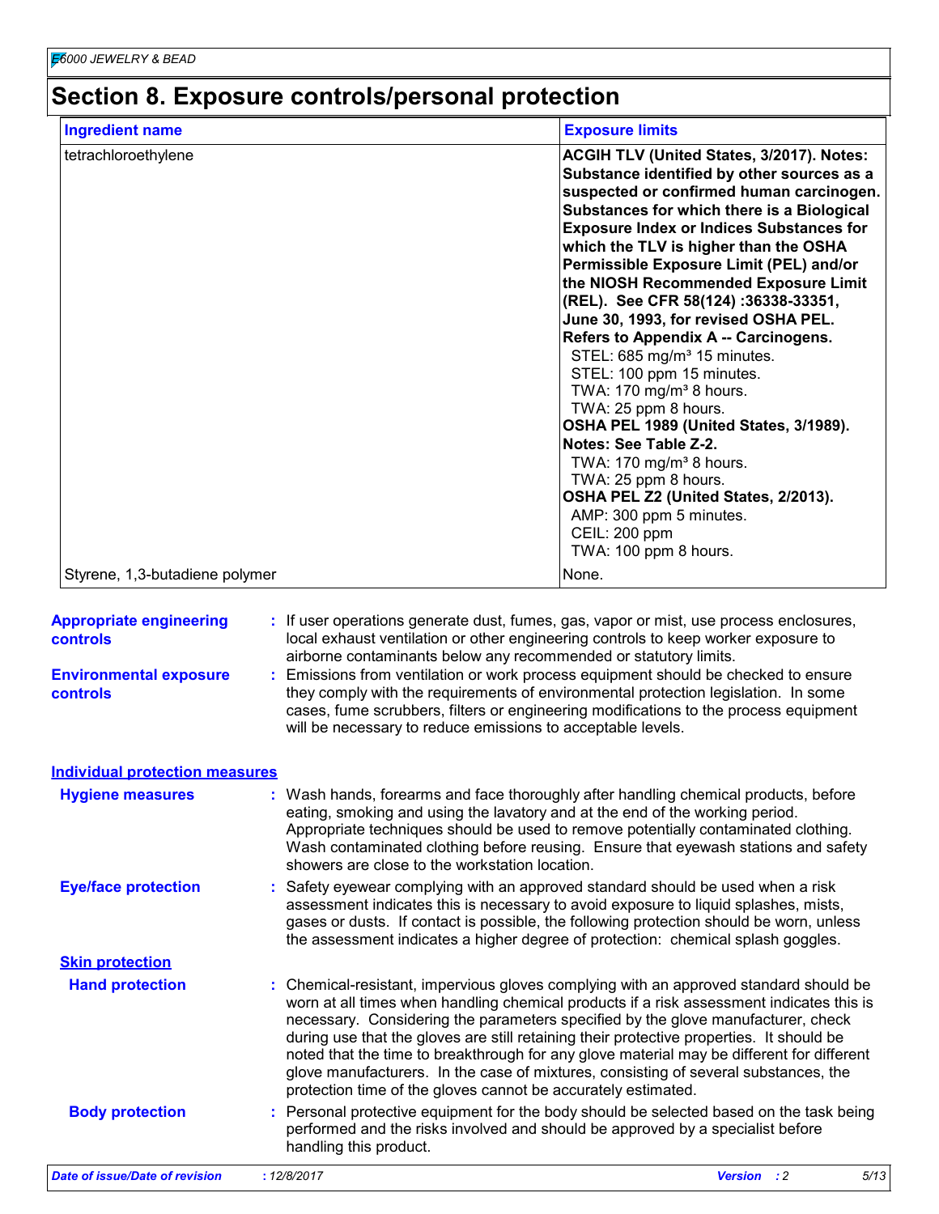# Section 8. Exposure controls/personal protection

| Ingredient name | Exposure limits |
|---|---|
| tetrachloroethylene | **ACGIH TLV (United States, 3/2017). Notes: Substance identified by other sources as a suspected or confirmed human carcinogen. Substances for which there is a Biological Exposure Index or Indices Substances for which the TLV is higher than the OSHA Permissible Exposure Limit (PEL) and/or the NIOSH Recommended Exposure Limit (REL). See CFR 58(124) :36338-33351, June 30, 1993, for revised OSHA PEL. Refers to Appendix A -- Carcinogens.**<br>STEL: 685 mg/m³ 15 minutes.<br>STEL: 100 ppm 15 minutes.<br>TWA: 170 mg/m³ 8 hours.<br>TWA: 25 ppm 8 hours.<br>**OSHA PEL 1989 (United States, 3/1989). Notes: See Table Z-2.**<br>TWA: 170 mg/m³ 8 hours.<br>TWA: 25 ppm 8 hours.<br>**OSHA PEL Z2 (United States, 2/2013).**<br>AMP: 300 ppm 5 minutes.<br>CEIL: 200 ppm<br>TWA: 100 ppm 8 hours. |
| Styrene, 1,3-butadiene polymer | None. |

**Appropriate engineering controls** : If user operations generate dust, fumes, gas, vapor or mist, use process enclosures, local exhaust ventilation or other engineering controls to keep worker exposure to airborne contaminants below any recommended or statutory limits.

**Environmental exposure controls** : Emissions from ventilation or work process equipment should be checked to ensure they comply with the requirements of environmental protection legislation. In some cases, fume scrubbers, filters or engineering modifications to the process equipment will be necessary to reduce emissions to acceptable levels.

## Individual protection measures

**Hygiene measures** : Wash hands, forearms and face thoroughly after handling chemical products, before eating, smoking and using the lavatory and at the end of the working period. Appropriate techniques should be used to remove potentially contaminated clothing. Wash contaminated clothing before reusing. Ensure that eyewash stations and safety showers are close to the workstation location.

**Eye/face protection** : Safety eyewear complying with an approved standard should be used when a risk assessment indicates this is necessary to avoid exposure to liquid splashes, mists, gases or dusts. If contact is possible, the following protection should be worn, unless the assessment indicates a higher degree of protection: chemical splash goggles.

### Skin protection

**Hand protection** : Chemical-resistant, impervious gloves complying with an approved standard should be worn at all times when handling chemical products if a risk assessment indicates this is necessary. Considering the parameters specified by the glove manufacturer, check during use that the gloves are still retaining their protective properties. It should be noted that the time to breakthrough for any glove material may be different for different glove manufacturers. In the case of mixtures, consisting of several substances, the protection time of the gloves cannot be accurately estimated.

**Body protection** : Personal protective equipment for the body should be selected based on the task being performed and the risks involved and should be approved by a specialist before handling this product.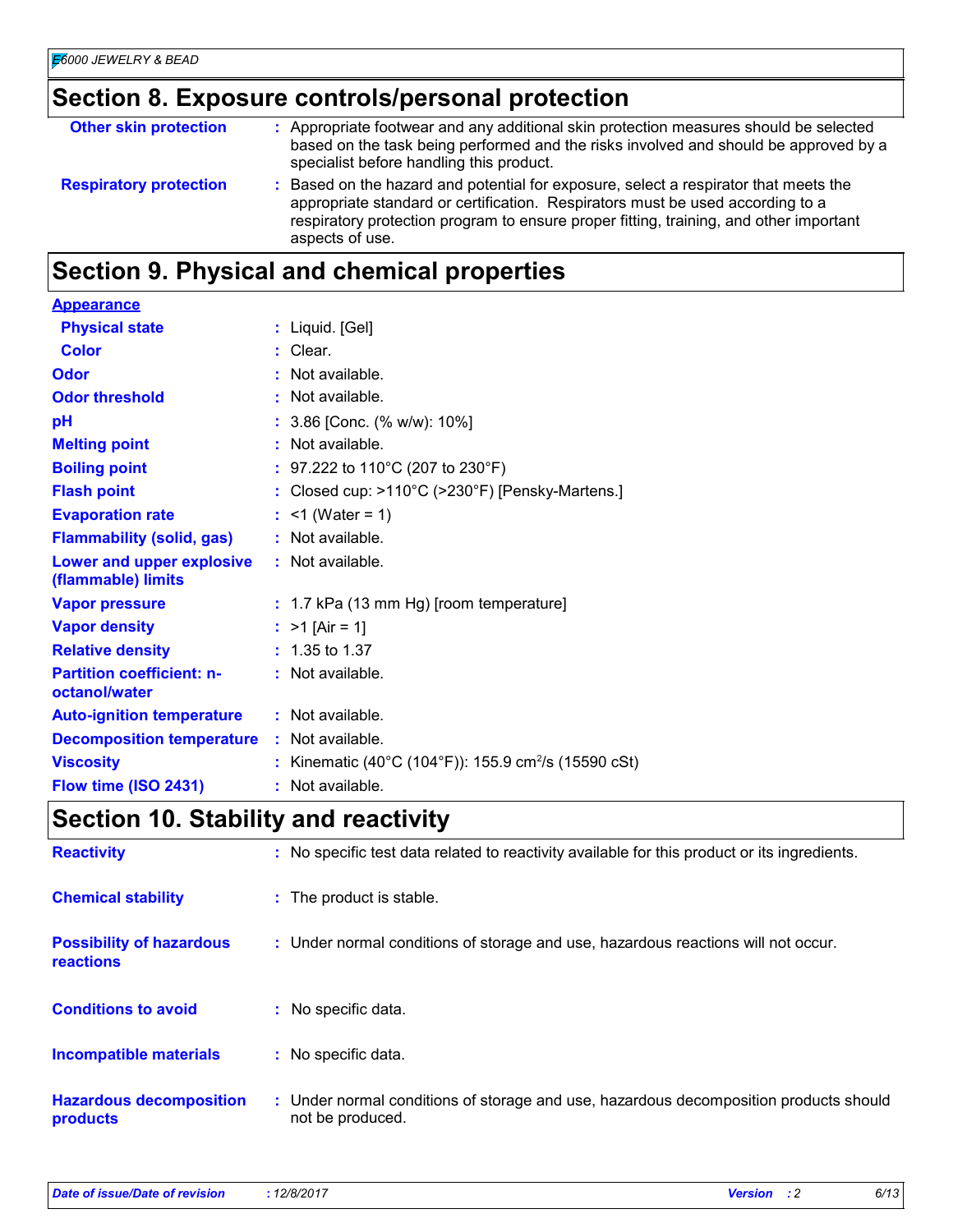## Section 8. Exposure controls/personal protection

| | |
|---|---|
| **Other skin protection** | : Appropriate footwear and any additional skin protection measures should be selected based on the task being performed and the risks involved and should be approved by a specialist before handling this product. |
| **Respiratory protection** | : Based on the hazard and potential for exposure, select a respirator that meets the appropriate standard or certification. Respirators must be used according to a respiratory protection program to ensure proper fitting, training, and other important aspects of use. |

## Section 9. Physical and chemical properties

**Appearance**

| | |
|---|---|
| **Physical state** | : Liquid. [Gel] |
| **Color** | : Clear. |
| **Odor** | : Not available. |
| **Odor threshold** | : Not available. |
| **pH** | : 3.86 [Conc. (% w/w): 10%] |
| **Melting point** | : Not available. |
| **Boiling point** | : 97.222 to 110°C (207 to 230°F) |
| **Flash point** | : Closed cup: >110°C (>230°F) [Pensky-Martens.] |
| **Evaporation rate** | : <1 (Water = 1) |
| **Flammability (solid, gas)** | : Not available. |
| **Lower and upper explosive (flammable) limits** | : Not available. |
| **Vapor pressure** | : 1.7 kPa (13 mm Hg) [room temperature] |
| **Vapor density** | : >1 [Air = 1] |
| **Relative density** | : 1.35 to 1.37 |
| **Partition coefficient: n-octanol/water** | : Not available. |
| **Auto-ignition temperature** | : Not available. |
| **Decomposition temperature** | : Not available. |
| **Viscosity** | : Kinematic (40°C (104°F)): 155.9 $cm^2/s$ (15590 cSt) |
| **Flow time (ISO 2431)** | : Not available. |

## Section 10. Stability and reactivity

| | |
|---|---|
| **Reactivity** | : No specific test data related to reactivity available for this product or its ingredients. |
| **Chemical stability** | : The product is stable. |
| **Possibility of hazardous reactions** | : Under normal conditions of storage and use, hazardous reactions will not occur. |
| **Conditions to avoid** | : No specific data. |
| **Incompatible materials** | : No specific data. |
| **Hazardous decomposition products** | : Under normal conditions of storage and use, hazardous decomposition products should not be produced. |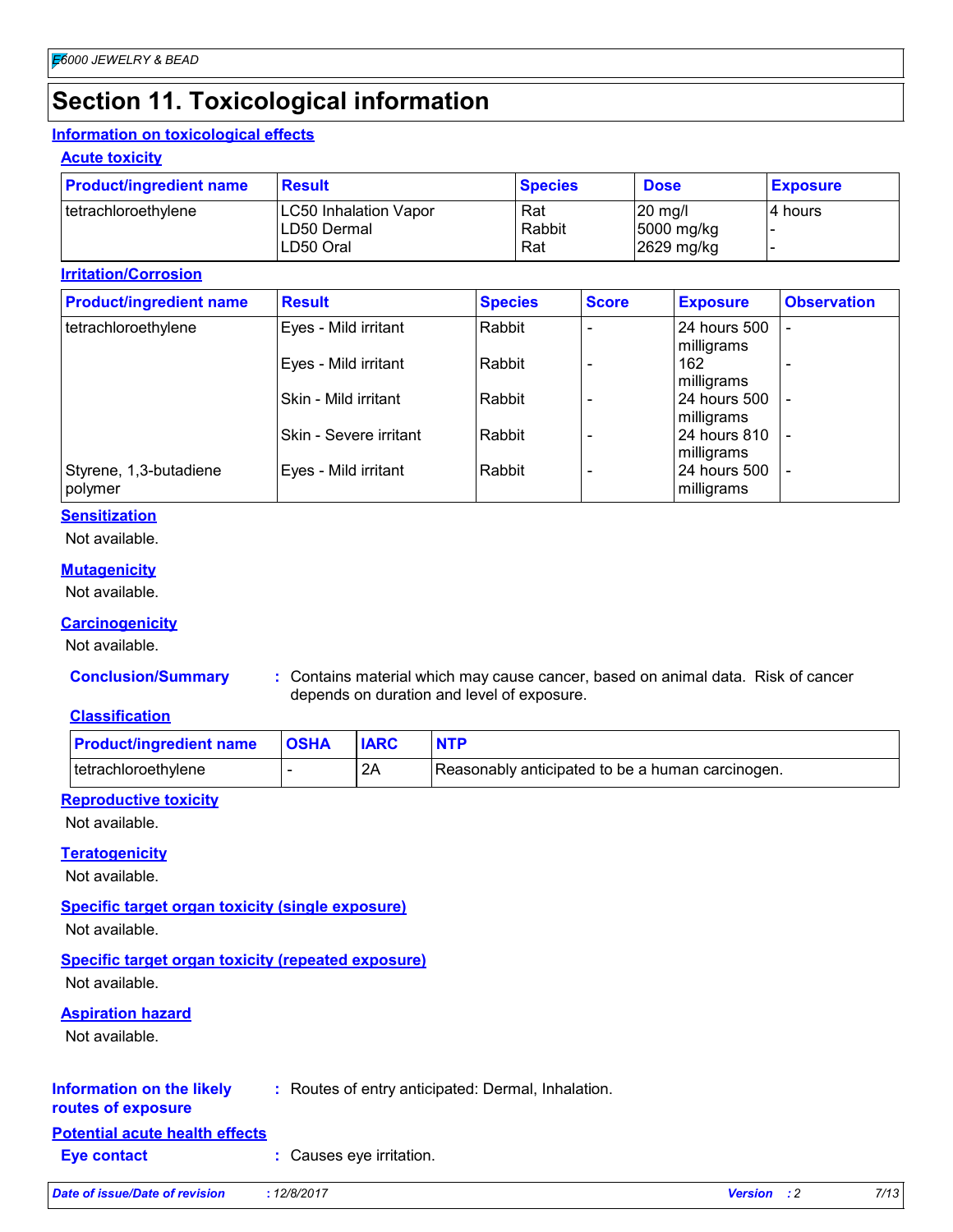# Section 11. Toxicological information

## Information on toxicological effects

### Acute toxicity

| Product/ingredient name | Result | Species | Dose | Exposure |
|---|---|---|---|---|
| tetrachloroethylene | LC50 Inhalation Vapor | Rat | 20 mg/l | 4 hours |
| | LD50 Dermal | Rabbit | 5000 mg/kg | - |
| | LD50 Oral | Rat | 2629 mg/kg | - |

### Irritation/Corrosion

| Product/ingredient name | Result | Species | Score | Exposure | Observation |
|---|---|---|---|---|---|
| tetrachloroethylene | Eyes - Mild irritant | Rabbit | - | 24 hours 500 milligrams | - |
| | Eyes - Mild irritant | Rabbit | - | 162 milligrams | - |
| | Skin - Mild irritant | Rabbit | - | 24 hours 500 milligrams | - |
| | Skin - Severe irritant | Rabbit | - | 24 hours 810 milligrams | - |
| Styrene, 1,3-butadiene polymer | Eyes - Mild irritant | Rabbit | - | 24 hours 500 milligrams | - |

### Sensitization

Not available.

### Mutagenicity

Not available.

### Carcinogenicity

Not available.

**Conclusion/Summary** : Contains material which may cause cancer, based on animal data. Risk of cancer depends on duration and level of exposure.

**Classification**

| Product/ingredient name | OSHA | IARC | NTP |
|---|---|---|---|
| tetrachloroethylene | - | 2A | Reasonably anticipated to be a human carcinogen. |

### Reproductive toxicity

Not available.

### Teratogenicity

Not available.

### Specific target organ toxicity (single exposure)

Not available.

### Specific target organ toxicity (repeated exposure)

Not available.

### Aspiration hazard

Not available.

**Information on the likely routes of exposure** : Routes of entry anticipated: Dermal, Inhalation.

## Potential acute health effects

**Eye contact** : Causes eye irritation.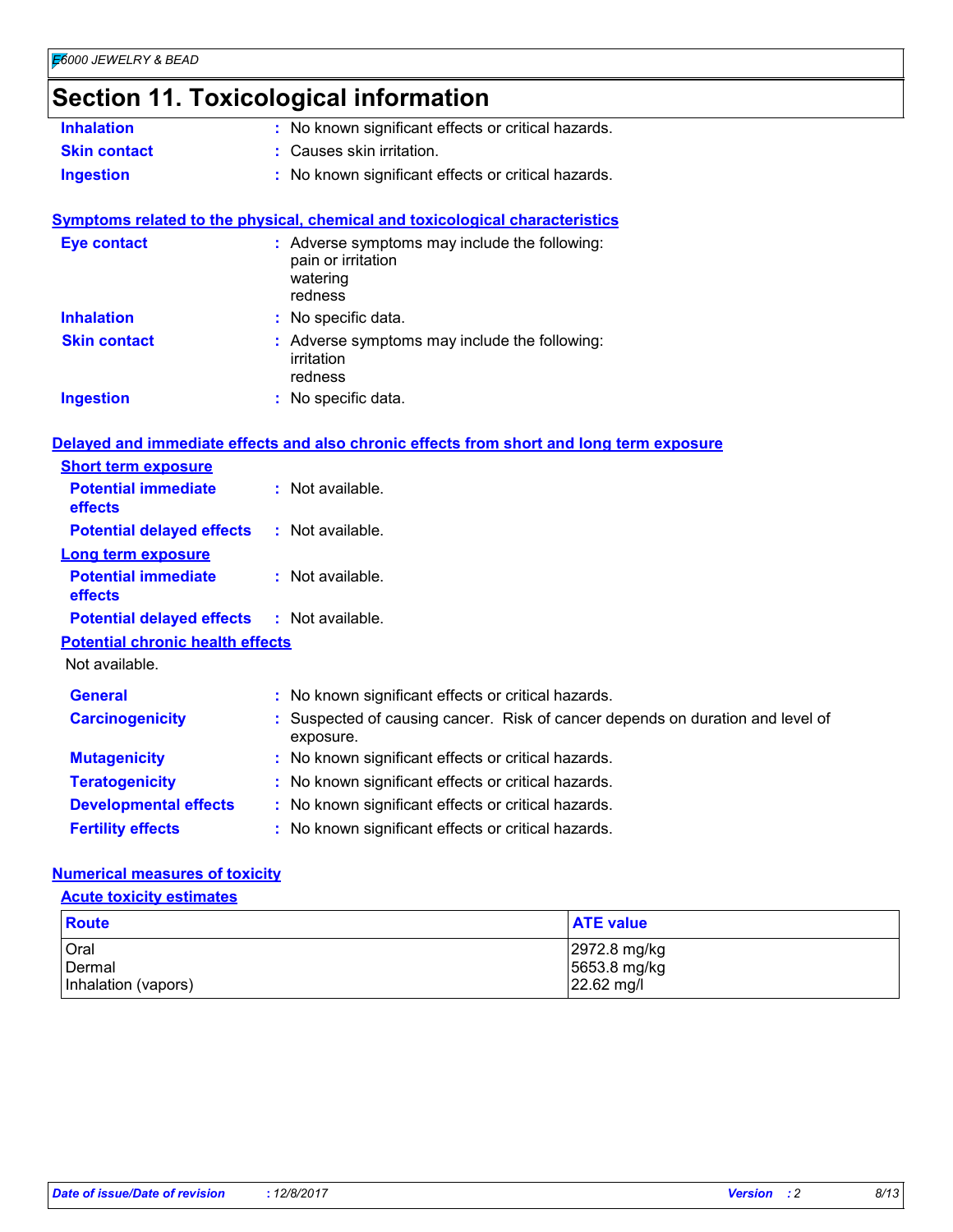# Section 11. Toxicological information

**Inhalation** : No known significant effects or critical hazards.

**Skin contact** : Causes skin irritation.

**Ingestion** : No known significant effects or critical hazards.

## Symptoms related to the physical, chemical and toxicological characteristics

**Eye contact** : Adverse symptoms may include the following:
pain or irritation
watering
redness

**Inhalation** : No specific data.

**Skin contact** : Adverse symptoms may include the following:
irritation
redness

**Ingestion** : No specific data.

## Delayed and immediate effects and also chronic effects from short and long term exposure

### Short term exposure

**Potential immediate effects** : Not available.

**Potential delayed effects** : Not available.

### Long term exposure

**Potential immediate effects** : Not available.

**Potential delayed effects** : Not available.

### Potential chronic health effects

Not available.

**General** : No known significant effects or critical hazards.

**Carcinogenicity** : Suspected of causing cancer. Risk of cancer depends on duration and level of exposure.

**Mutagenicity** : No known significant effects or critical hazards.

**Teratogenicity** : No known significant effects or critical hazards.

**Developmental effects** : No known significant effects or critical hazards.

**Fertility effects** : No known significant effects or critical hazards.

## Numerical measures of toxicity

### Acute toxicity estimates

| Route | ATE value |
| --- | --- |
| Oral | 2972.8 mg/kg |
| Dermal | 5653.8 mg/kg |
| Inhalation (vapors) | 22.62 mg/l |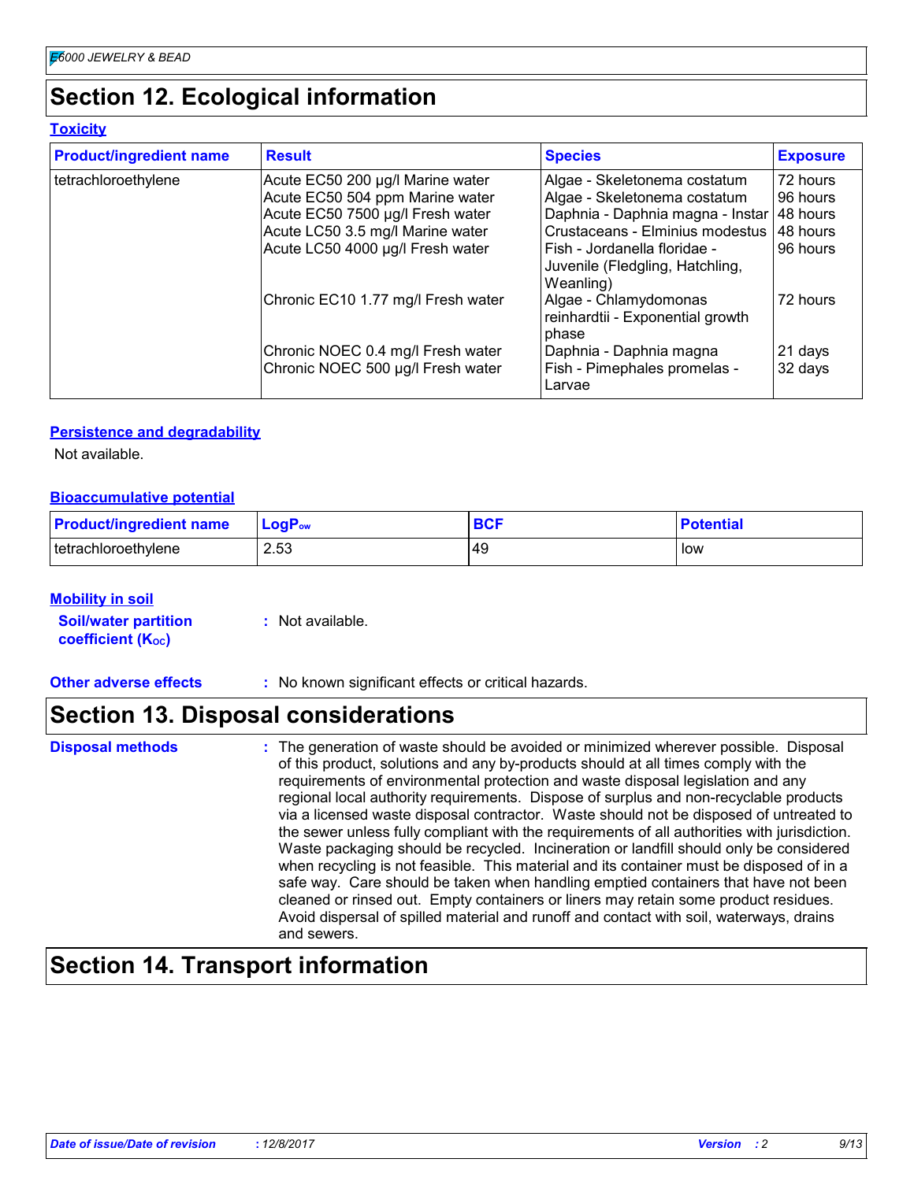# Section 12. Ecological information

### Toxicity

| Product/ingredient name | Result | Species | Exposure |
|---|---|---|---|
| tetrachloroethylene | Acute EC50 200 µg/l Marine water | Algae - Skeletonema costatum | 72 hours |
| | Acute EC50 504 ppm Marine water | Algae - Skeletonema costatum | 96 hours |
| | Acute EC50 7500 µg/l Fresh water | Daphnia - Daphnia magna - Instar | 48 hours |
| | Acute LC50 3.5 mg/l Marine water | Crustaceans - Elminius modestus | 48 hours |
| | Acute LC50 4000 µg/l Fresh water | Fish - Jordanella floridae - Juvenile (Fledgling, Hatchling, Weanling) | 96 hours |
| | Chronic EC10 1.77 mg/l Fresh water | Algae - Chlamydomonas reinhardtii - Exponential growth phase | 72 hours |
| | Chronic NOEC 0.4 mg/l Fresh water | Daphnia - Daphnia magna | 21 days |
| | Chronic NOEC 500 µg/l Fresh water | Fish - Pimephales promelas - Larvae | 32 days |

### Persistence and degradability

Not available.

### Bioaccumulative potential

| Product/ingredient name | $LogP_{ow}$ | BCF | Potential |
|---|---|---|---|
| tetrachloroethylene | 2.53 | 49 | low |

### Mobility in soil

**Soil/water partition coefficient ($K_{OC}$)** : Not available.

**Other adverse effects** : No known significant effects or critical hazards.

# Section 13. Disposal considerations

**Disposal methods** : The generation of waste should be avoided or minimized wherever possible. Disposal of this product, solutions and any by-products should at all times comply with the requirements of environmental protection and waste disposal legislation and any regional local authority requirements. Dispose of surplus and non-recyclable products via a licensed waste disposal contractor. Waste should not be disposed of untreated to the sewer unless fully compliant with the requirements of all authorities with jurisdiction. Waste packaging should be recycled. Incineration or landfill should only be considered when recycling is not feasible. This material and its container must be disposed of in a safe way. Care should be taken when handling emptied containers that have not been cleaned or rinsed out. Empty containers or liners may retain some product residues. Avoid dispersal of spilled material and runoff and contact with soil, waterways, drains and sewers.

# Section 14. Transport information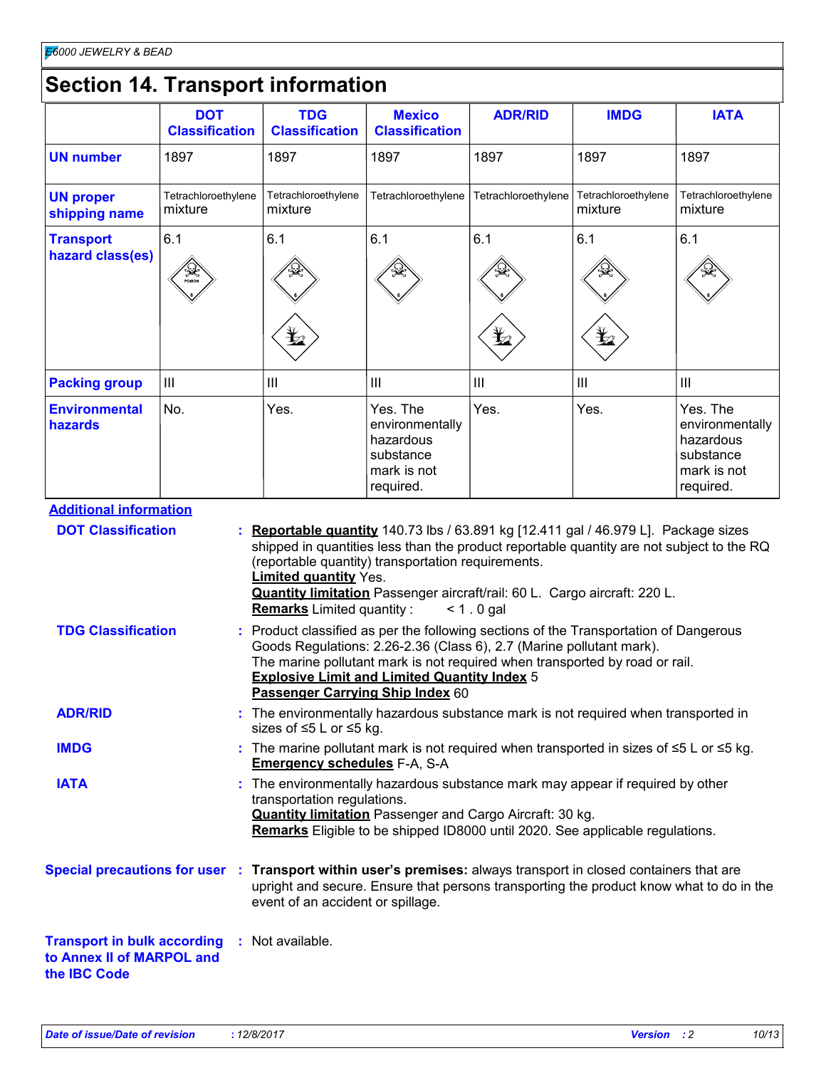## Section 14. Transport information

| | DOT Classification | TDG Classification | Mexico Classification | ADR/RID | IMDG | IATA |
|---|---|---|---|---|---|---|
| **UN number** | 1897 | 1897 | 1897 | 1897 | 1897 | 1897 |
| **UN proper shipping name** | Tetrachloroethylene mixture | Tetrachloroethylene mixture | Tetrachloroethylene | Tetrachloroethylene | Tetrachloroethylene mixture | Tetrachloroethylene mixture |
| **Transport hazard class(es)** | 6.1 | 6.1 | 6.1 | 6.1 | 6.1 | 6.1 |
| **Packing group** | III | III | III | III | III | III |
| **Environmental hazards** | No. | Yes. | Yes. The environmentally hazardous substance mark is not required. | Yes. | Yes. | Yes. The environmentally hazardous substance mark is not required. |

**Additional information**

**DOT Classification** : **Reportable quantity** 140.73 lbs / 63.891 kg [12.411 gal / 46.979 L]. Package sizes shipped in quantities less than the product reportable quantity are not subject to the RQ (reportable quantity) transportation requirements.
**Limited quantity** Yes.
**Quantity limitation** Passenger aircraft/rail: 60 L. Cargo aircraft: 220 L.
**Remarks** Limited quantity : < 1 . 0 gal

**TDG Classification** : Product classified as per the following sections of the Transportation of Dangerous Goods Regulations: 2.26-2.36 (Class 6), 2.7 (Marine pollutant mark).
The marine pollutant mark is not required when transported by road or rail.
**Explosive Limit and Limited Quantity Index** 5
**Passenger Carrying Ship Index** 60

**ADR/RID** : The environmentally hazardous substance mark is not required when transported in sizes of ≤5 L or ≤5 kg.

**IMDG** : The marine pollutant mark is not required when transported in sizes of ≤5 L or ≤5 kg.
**Emergency schedules** F-A, S-A

**IATA** : The environmentally hazardous substance mark may appear if required by other transportation regulations.
**Quantity limitation** Passenger and Cargo Aircraft: 30 kg.
**Remarks** Eligible to be shipped ID8000 until 2020. See applicable regulations.

**Special precautions for user** : **Transport within user's premises:** always transport in closed containers that are upright and secure. Ensure that persons transporting the product know what to do in the event of an accident or spillage.

**Transport in bulk according to Annex II of MARPOL and the IBC Code** : Not available.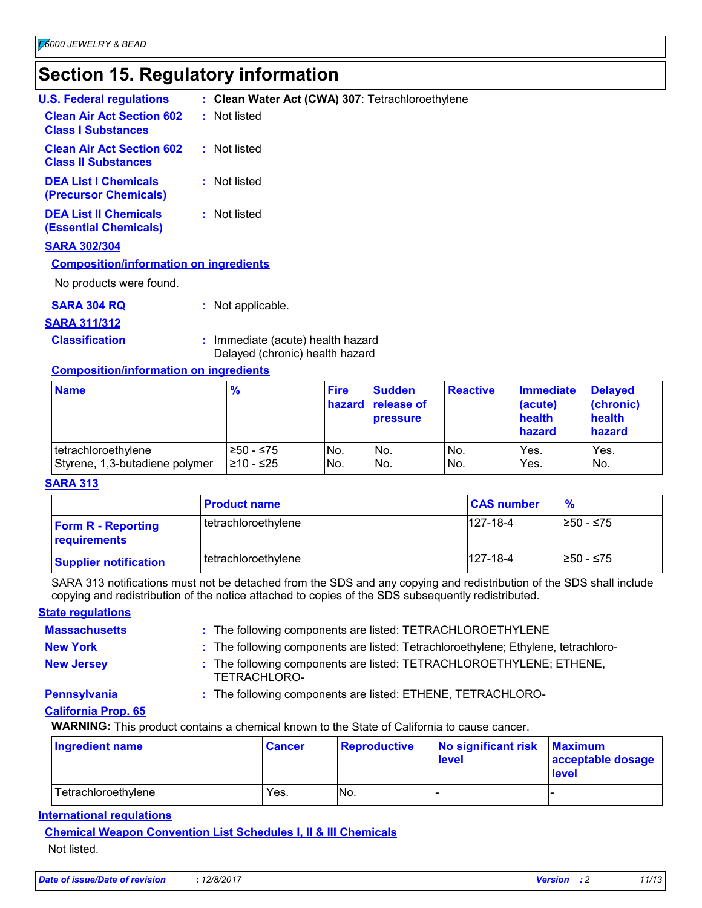# Section 15. Regulatory information

**U.S. Federal regulations** : **Clean Water Act (CWA) 307**: Tetrachloroethylene

**Clean Air Act Section 602 Class I Substances** : Not listed

**Clean Air Act Section 602 Class II Substances** : Not listed

**DEA List I Chemicals (Precursor Chemicals)** : Not listed

**DEA List II Chemicals (Essential Chemicals)** : Not listed

**SARA 302/304**

**Composition/information on ingredients**

No products were found.

**SARA 304 RQ** : Not applicable.

**SARA 311/312**

**Classification** : Immediate (acute) health hazard
Delayed (chronic) health hazard

**Composition/information on ingredients**

| Name | % | Fire hazard | Sudden release of pressure | Reactive | Immediate (acute) health hazard | Delayed (chronic) health hazard |
|---|---|---|---|---|---|---|
| tetrachloroethylene | ≥50 - ≤75 | No. | No. | No. | Yes. | Yes. |
| Styrene, 1,3-butadiene polymer | ≥10 - ≤25 | No. | No. | No. | Yes. | No. |

**SARA 313**

| | Product name | CAS number | % |
|---|---|---|---|
| **Form R - Reporting requirements** | tetrachloroethylene | 127-18-4 | ≥50 - ≤75 |
| **Supplier notification** | tetrachloroethylene | 127-18-4 | ≥50 - ≤75 |

SARA 313 notifications must not be detached from the SDS and any copying and redistribution of the SDS shall include copying and redistribution of the notice attached to copies of the SDS subsequently redistributed.

**State regulations**

**Massachusetts** : The following components are listed: TETRACHLOROETHYLENE

**New York** : The following components are listed: Tetrachloroethylene; Ethylene, tetrachloro-

**New Jersey** : The following components are listed: TETRACHLOROETHYLENE; ETHENE, TETRACHLORO-

**Pennsylvania** : The following components are listed: ETHENE, TETRACHLORO-

**California Prop. 65**

**WARNING:** This product contains a chemical known to the State of California to cause cancer.

| Ingredient name | Cancer | Reproductive | No significant risk level | Maximum acceptable dosage level |
|---|---|---|---|---|
| Tetrachloroethylene | Yes. | No. | - | - |

**International regulations**

**Chemical Weapon Convention List Schedules I, II & III Chemicals**

Not listed.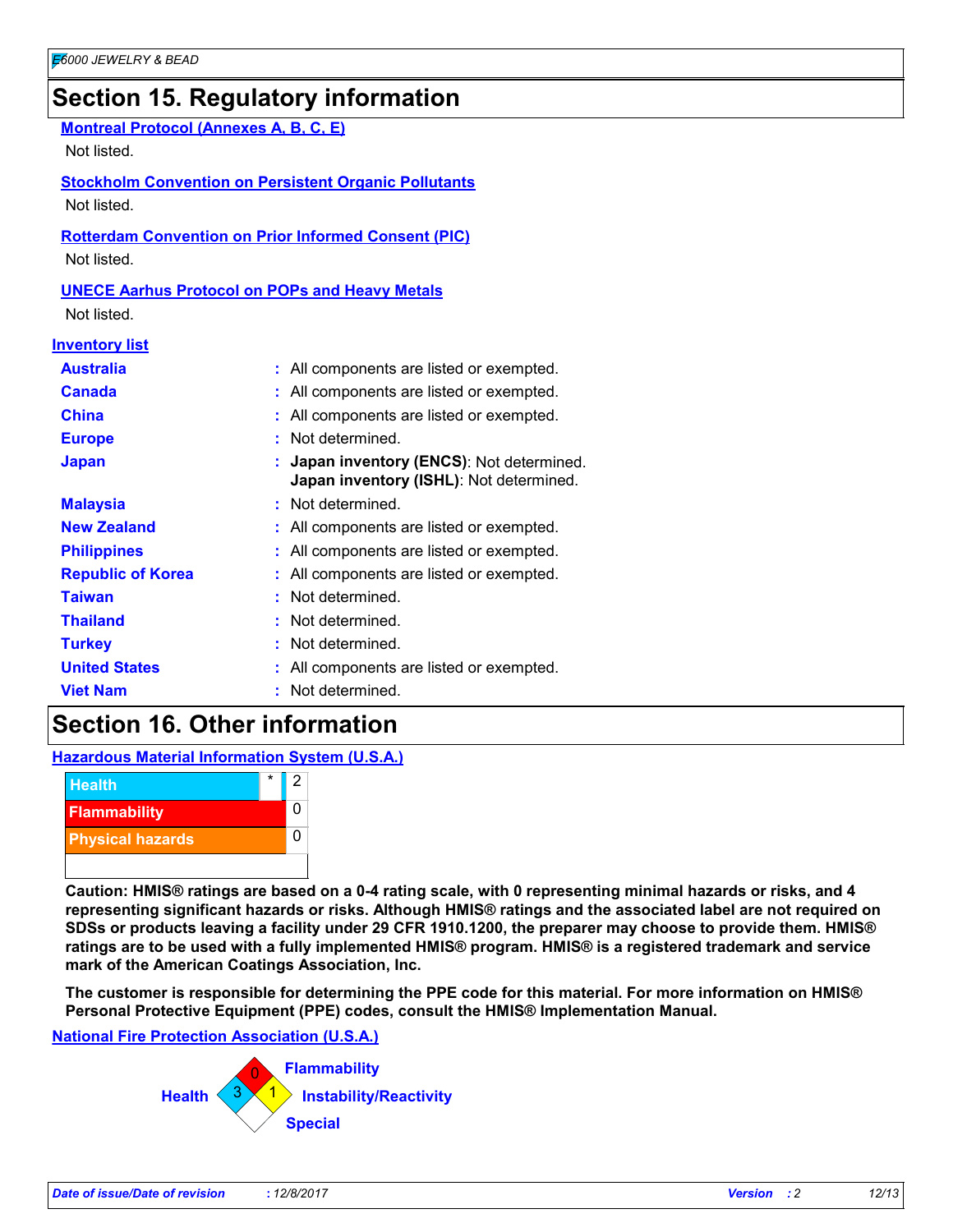## Section 15. Regulatory information

**Montreal Protocol (Annexes A, B, C, E)**

Not listed.

**Stockholm Convention on Persistent Organic Pollutants**

Not listed.

**Rotterdam Convention on Prior Informed Consent (PIC)**

Not listed.

**UNECE Aarhus Protocol on POPs and Heavy Metals**

Not listed.

**Inventory list**

| | |
|---|---|
| **Australia** | : All components are listed or exempted. |
| **Canada** | : All components are listed or exempted. |
| **China** | : All components are listed or exempted. |
| **Europe** | : Not determined. |
| **Japan** | : **Japan inventory (ENCS)**: Not determined. **Japan inventory (ISHL)**: Not determined. |
| **Malaysia** | : Not determined. |
| **New Zealand** | : All components are listed or exempted. |
| **Philippines** | : All components are listed or exempted. |
| **Republic of Korea** | : All components are listed or exempted. |
| **Taiwan** | : Not determined. |
| **Thailand** | : Not determined. |
| **Turkey** | : Not determined. |
| **United States** | : All components are listed or exempted. |
| **Viet Nam** | : Not determined. |

## Section 16. Other information

**Hazardous Material Information System (U.S.A.)**

| | | |
|---|---|---|
| Health | * | 2 |
| Flammability | | 0 |
| Physical hazards | | 0 |

**Caution: HMIS® ratings are based on a 0-4 rating scale, with 0 representing minimal hazards or risks, and 4 representing significant hazards or risks. Although HMIS® ratings and the associated label are not required on SDSs or products leaving a facility under 29 CFR 1910.1200, the preparer may choose to provide them. HMIS® ratings are to be used with a fully implemented HMIS® program. HMIS® is a registered trademark and service mark of the American Coatings Association, Inc.**

**The customer is responsible for determining the PPE code for this material. For more information on HMIS® Personal Protective Equipment (PPE) codes, consult the HMIS® Implementation Manual.**

**National Fire Protection Association (U.S.A.)**

| | |
|---|---|
| Health | 3 |
| Flammability | 0 |
| Instability/Reactivity | 1 |
| Special | |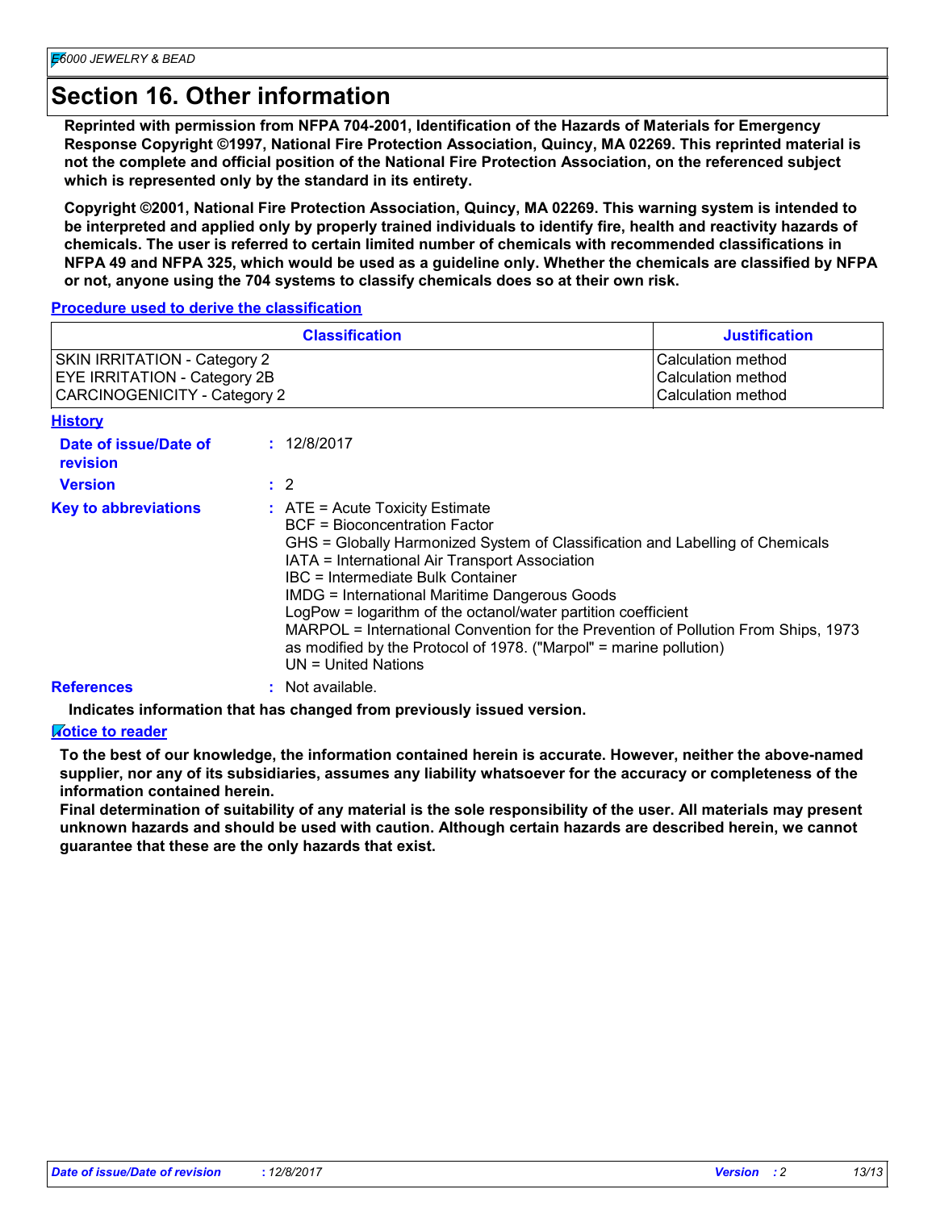# Section 16. Other information

**Reprinted with permission from NFPA 704-2001, Identification of the Hazards of Materials for Emergency Response Copyright ©1997, National Fire Protection Association, Quincy, MA 02269. This reprinted material is not the complete and official position of the National Fire Protection Association, on the referenced subject which is represented only by the standard in its entirety.**

**Copyright ©2001, National Fire Protection Association, Quincy, MA 02269. This warning system is intended to be interpreted and applied only by properly trained individuals to identify fire, health and reactivity hazards of chemicals. The user is referred to certain limited number of chemicals with recommended classifications in NFPA 49 and NFPA 325, which would be used as a guideline only. Whether the chemicals are classified by NFPA or not, anyone using the 704 systems to classify chemicals does so at their own risk.**

**Procedure used to derive the classification**

| Classification | Justification |
|---|---|
| SKIN IRRITATION - Category 2 | Calculation method |
| EYE IRRITATION - Category 2B | Calculation method |
| CARCINOGENICITY - Category 2 | Calculation method |

**History**

**Date of issue/Date of revision** : 12/8/2017

**Version** : 2

**Key to abbreviations** : ATE = Acute Toxicity Estimate
BCF = Bioconcentration Factor
GHS = Globally Harmonized System of Classification and Labelling of Chemicals
IATA = International Air Transport Association
IBC = Intermediate Bulk Container
IMDG = International Maritime Dangerous Goods
LogPow = logarithm of the octanol/water partition coefficient
MARPOL = International Convention for the Prevention of Pollution From Ships, 1973 as modified by the Protocol of 1978. ("Marpol" = marine pollution)
UN = United Nations

**References** : Not available.

**Indicates information that has changed from previously issued version.**

**Notice to reader**

**To the best of our knowledge, the information contained herein is accurate. However, neither the above-named supplier, nor any of its subsidiaries, assumes any liability whatsoever for the accuracy or completeness of the information contained herein.**
**Final determination of suitability of any material is the sole responsibility of the user. All materials may present unknown hazards and should be used with caution. Although certain hazards are described herein, we cannot guarantee that these are the only hazards that exist.**